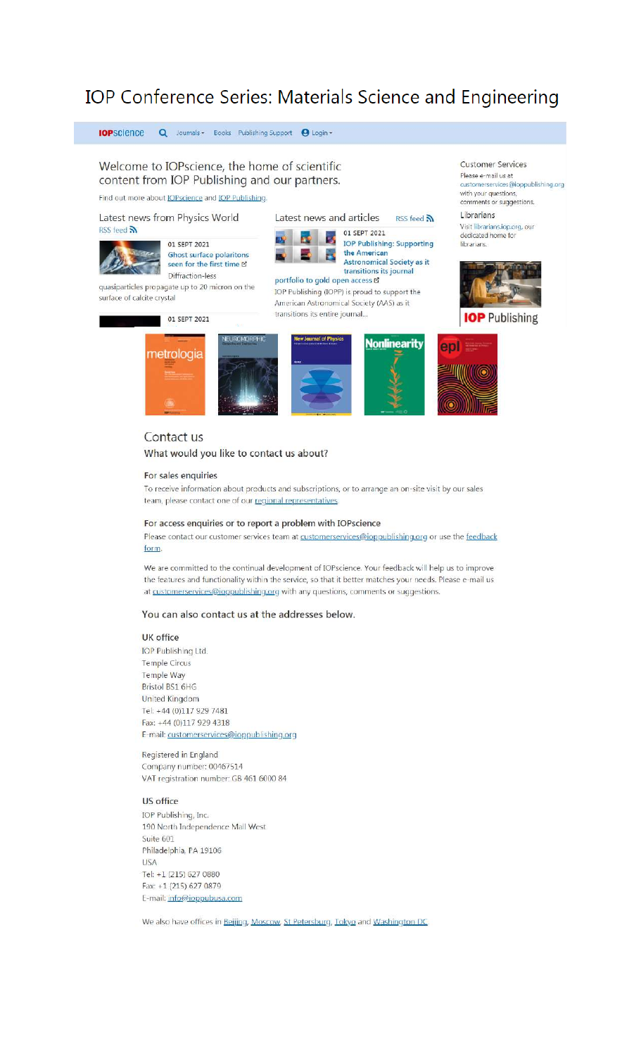# IOP Conference Series: Materials Science and Engineering

IOPscience | Journals | Books | Publishing Support | Login

Welcome to IOPscience, the home of scientific content from IOP Publishing and our partners.

Find out more about IOPscience and IOP Publishing.

**Latest news from Physics World**

RSS feed

01 SEPT 2021

Ghost surface polaritons seen for the first time

Diffraction-less quasiparticles propagate up to 20 micron on the surface of calcite crystal

01 SEPT 2021

**Latest news and articles**

RSS feed

01 SEPT 2021

IOP Publishing: Supporting the American Astronomical Society as it transitions its journal portfolio to gold open access

IOP Publishing (IOPP) is proud to support the American Astronomical Society (AAS) as it transitions its entire journal...

**Customer Services**

Please e-mail us at customerservices@ioppublishing.org with your questions, comments or suggestions.

**Libraries**

Visit librarians.iop.org, our dedicated home for librarians.

IOP Publishing

metrologia | NEUROMORPHIC | New Journal of Physics | Nonlinearity | epl

## Contact us

What would you like to contact us about?

**For sales enquiries**

To receive information about products and subscriptions, or to arrange an on-site visit by our sales team, please contact one of our regional representatives.

**For access enquiries or to report a problem with IOPscience**

Please contact our customer services team at customerservices@ioppublishing.org or use the feedback form.

We are committed to the continual development of IOPscience. Your feedback will help us to improve the features and functionality within the service, so that it better matches your needs. Please e-mail us at customerservices@ioppublishing.org with any questions, comments or suggestions.

You can also contact us at the addresses below.

**UK office**

IOP Publishing Ltd.
Temple Circus
Temple Way
Bristol BS1 6HG
United Kingdom
Tel: +44 (0)117 929 7481
Fax: +44 (0)117 929 4318
E-mail: customerservices@ioppublishing.org

Registered in England
Company number: 00467514
VAT registration number: GB 461 6000 84

**US office**

IOP Publishing, Inc.
190 North Independence Mall West
Suite 601
Philadelphia, PA 19106
USA
Tel: +1 (215) 627 0880
Fax: +1 (215) 627 0879
E-mail: info@ioppubusa.com

We also have offices in Beijing, Moscow, St Petersburg, Tokyo and Washington DC.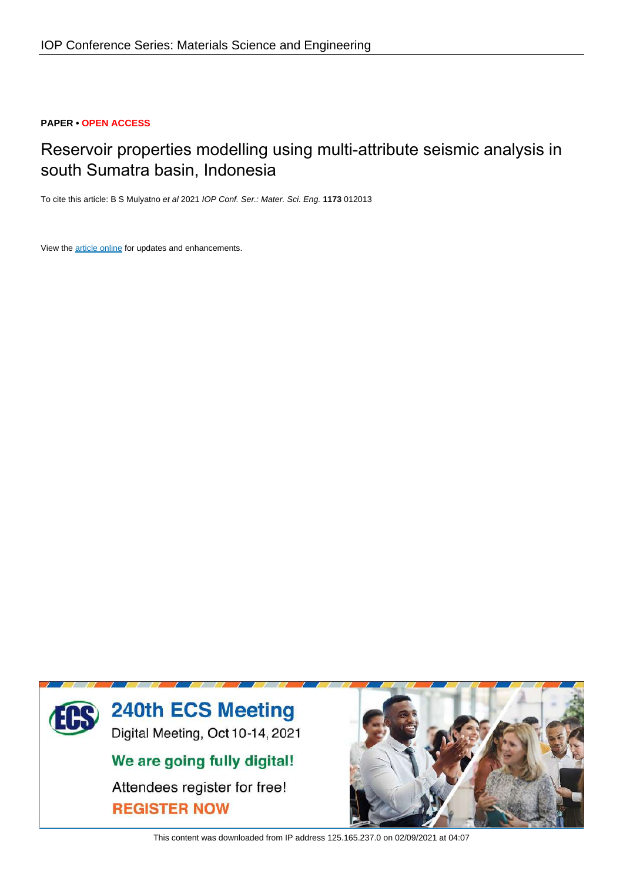IOP Conference Series: Materials Science and Engineering

**PAPER • OPEN ACCESS**

# Reservoir properties modelling using multi-attribute seismic analysis in south Sumatra basin, Indonesia

To cite this article: B S Mulyatno *et al* 2021 *IOP Conf. Ser.: Mater. Sci. Eng.* **1173** 012013

View the article online for updates and enhancements.

240th ECS Meeting

Digital Meeting, Oct 10-14, 2021

We are going fully digital!

Attendees register for free!

REGISTER NOW

This content was downloaded from IP address 125.165.237.0 on 02/09/2021 at 04:07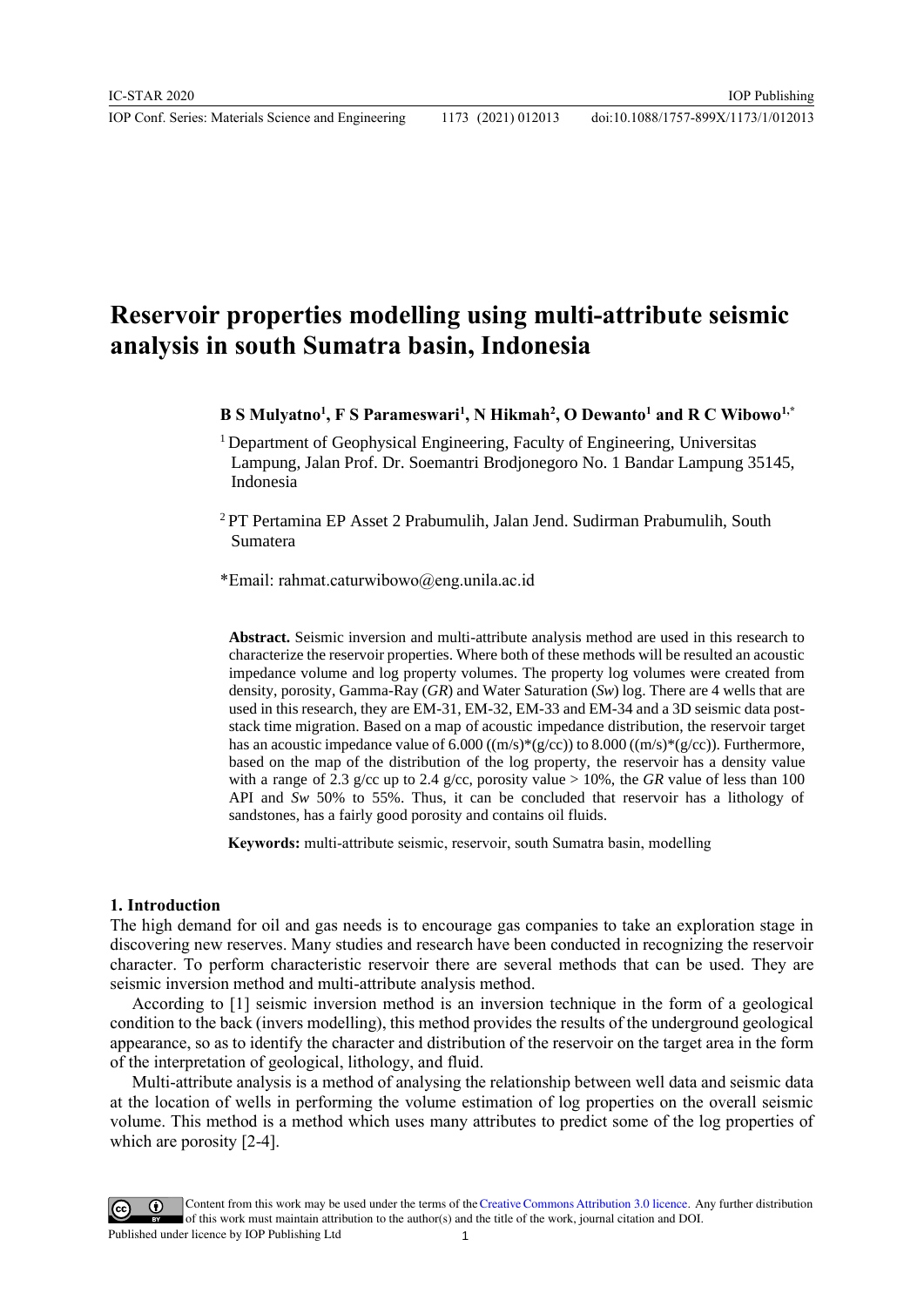# Reservoir properties modelling using multi-attribute seismic analysis in south Sumatra basin, Indonesia

**B S Mulyatno[1], F S Parameswari[1], N Hikmah[2], O Dewanto[1] and R C Wibowo[1,*]**

[1] Department of Geophysical Engineering, Faculty of Engineering, Universitas Lampung, Jalan Prof. Dr. Soemantri Brodjonegoro No. 1 Bandar Lampung 35145, Indonesia

[2] PT Pertamina EP Asset 2 Prabumulih, Jalan Jend. Sudirman Prabumulih, South Sumatera

*Email: rahmat.caturwibowo@eng.unila.ac.id

**Abstract.** Seismic inversion and multi-attribute analysis method are used in this research to characterize the reservoir properties. Where both of these methods will be resulted an acoustic impedance volume and log property volumes. The property log volumes were created from density, porosity, Gamma-Ray (*GR*) and Water Saturation (*Sw*) log. There are 4 wells that are used in this research, they are EM-31, EM-32, EM-33 and EM-34 and a 3D seismic data post-stack time migration. Based on a map of acoustic impedance distribution, the reservoir target has an acoustic impedance value of 6.000 ((m/s)*(g/cc)) to 8.000 ((m/s)*(g/cc)). Furthermore, based on the map of the distribution of the log property, the reservoir has a density value with a range of 2.3 g/cc up to 2.4 g/cc, porosity value > 10%, the *GR* value of less than 100 API and *Sw* 50% to 55%. Thus, it can be concluded that reservoir has a lithology of sandstones, has a fairly good porosity and contains oil fluids.

**Keywords:** multi-attribute seismic, reservoir, south Sumatra basin, modelling

## 1. Introduction

The high demand for oil and gas needs is to encourage gas companies to take an exploration stage in discovering new reserves. Many studies and research have been conducted in recognizing the reservoir character. To perform characteristic reservoir there are several methods that can be used. They are seismic inversion method and multi-attribute analysis method.

According to [1] seismic inversion method is an inversion technique in the form of a geological condition to the back (invers modelling), this method provides the results of the underground geological appearance, so as to identify the character and distribution of the reservoir on the target area in the form of the interpretation of geological, lithology, and fluid.

Multi-attribute analysis is a method of analysing the relationship between well data and seismic data at the location of wells in performing the volume estimation of log properties on the overall seismic volume. This method is a method which uses many attributes to predict some of the log properties of which are porosity [2-4].

Content from this work may be used under the terms of the Creative Commons Attribution 3.0 licence. Any further distribution of this work must maintain attribution to the author(s) and the title of the work, journal citation and DOI.
Published under licence by IOP Publishing Ltd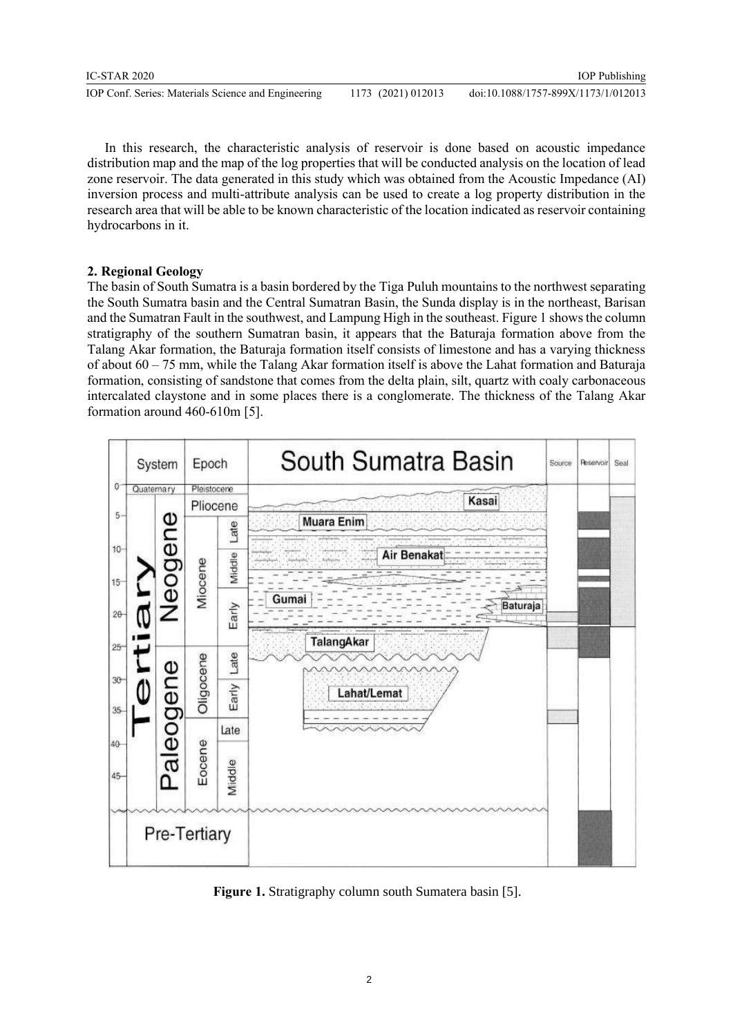In this research, the characteristic analysis of reservoir is done based on acoustic impedance distribution map and the map of the log properties that will be conducted analysis on the location of lead zone reservoir. The data generated in this study which was obtained from the Acoustic Impedance (AI) inversion process and multi-attribute analysis can be used to create a log property distribution in the research area that will be able to be known characteristic of the location indicated as reservoir containing hydrocarbons in it.

## 2. Regional Geology

The basin of South Sumatra is a basin bordered by the Tiga Puluh mountains to the northwest separating the South Sumatra basin and the Central Sumatran Basin, the Sunda display is in the northeast, Barisan and the Sumatran Fault in the southwest, and Lampung High in the southeast. Figure 1 shows the column stratigraphy of the southern Sumatran basin, it appears that the Baturaja formation above from the Talang Akar formation, the Baturaja formation itself consists of limestone and has a varying thickness of about 60 – 75 mm, while the Talang Akar formation itself is above the Lahat formation and Baturaja formation, consisting of sandstone that comes from the delta plain, silt, quartz with coaly carbonaceous intercalated claystone and in some places there is a conglomerate. The thickness of the Talang Akar formation around 460-610m [5].

**Figure 1.** Stratigraphy column south Sumatera basin [5].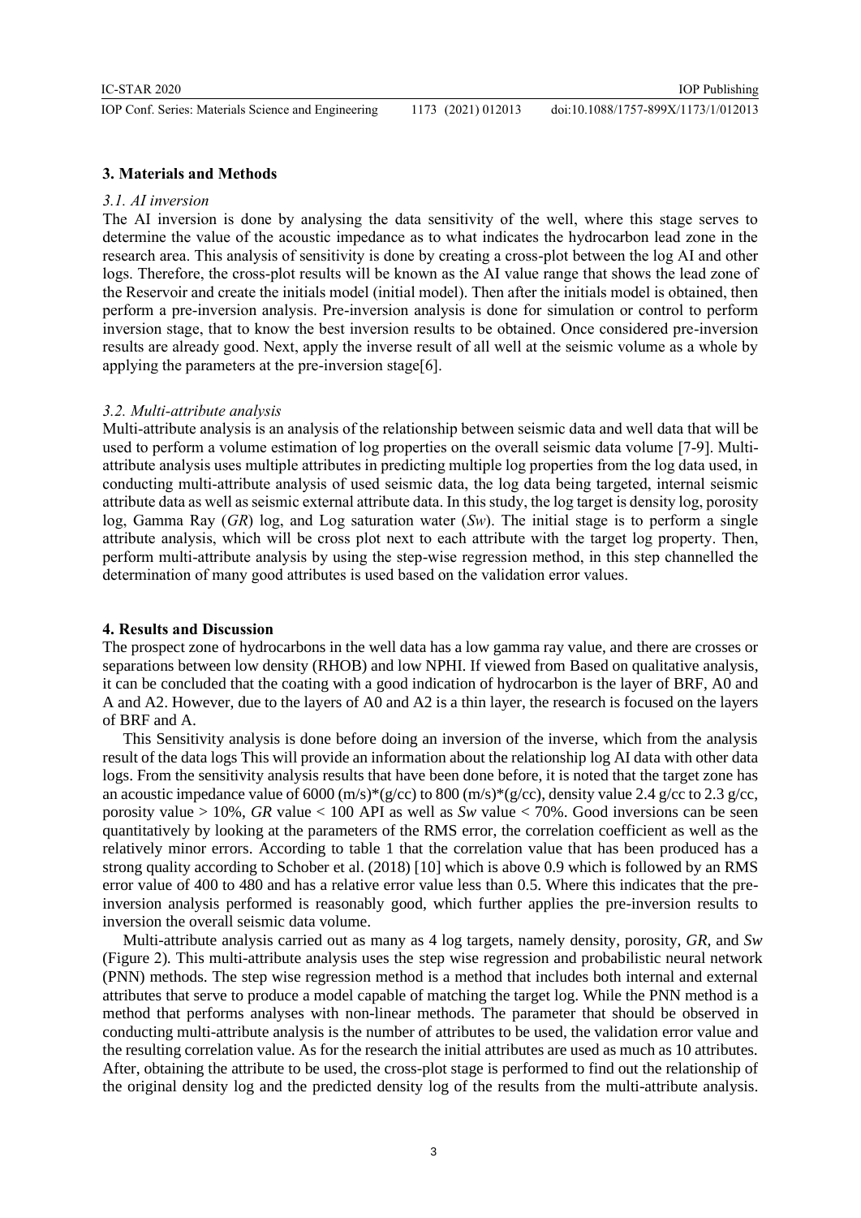## 3. Materials and Methods

### *3.1. AI inversion*

The AI inversion is done by analysing the data sensitivity of the well, where this stage serves to determine the value of the acoustic impedance as to what indicates the hydrocarbon lead zone in the research area. This analysis of sensitivity is done by creating a cross-plot between the log AI and other logs. Therefore, the cross-plot results will be known as the AI value range that shows the lead zone of the Reservoir and create the initials model (initial model). Then after the initials model is obtained, then perform a pre-inversion analysis. Pre-inversion analysis is done for simulation or control to perform inversion stage, that to know the best inversion results to be obtained. Once considered pre-inversion results are already good. Next, apply the inverse result of all well at the seismic volume as a whole by applying the parameters at the pre-inversion stage[6].

### *3.2. Multi-attribute analysis*

Multi-attribute analysis is an analysis of the relationship between seismic data and well data that will be used to perform a volume estimation of log properties on the overall seismic data volume [7-9]. Multi-attribute analysis uses multiple attributes in predicting multiple log properties from the log data used, in conducting multi-attribute analysis of used seismic data, the log data being targeted, internal seismic attribute data as well as seismic external attribute data. In this study, the log target is density log, porosity log, Gamma Ray (*GR*) log, and Log saturation water (*Sw*). The initial stage is to perform a single attribute analysis, which will be cross plot next to each attribute with the target log property. Then, perform multi-attribute analysis by using the step-wise regression method, in this step channelled the determination of many good attributes is used based on the validation error values.

## 4. Results and Discussion

The prospect zone of hydrocarbons in the well data has a low gamma ray value, and there are crosses or separations between low density (RHOB) and low NPHI. If viewed from Based on qualitative analysis, it can be concluded that the coating with a good indication of hydrocarbon is the layer of BRF, A0 and A and A2. However, due to the layers of A0 and A2 is a thin layer, the research is focused on the layers of BRF and A.

This Sensitivity analysis is done before doing an inversion of the inverse, which from the analysis result of the data logs This will provide an information about the relationship log AI data with other data logs. From the sensitivity analysis results that have been done before, it is noted that the target zone has an acoustic impedance value of 6000 (m/s)*(g/cc) to 800 (m/s)*(g/cc), density value 2.4 g/cc to 2.3 g/cc, porosity value > 10%, *GR* value < 100 API as well as *Sw* value < 70%. Good inversions can be seen quantitatively by looking at the parameters of the RMS error, the correlation coefficient as well as the relatively minor errors. According to table 1 that the correlation value that has been produced has a strong quality according to Schober et al. (2018) [10] which is above 0.9 which is followed by an RMS error value of 400 to 480 and has a relative error value less than 0.5. Where this indicates that the pre-inversion analysis performed is reasonably good, which further applies the pre-inversion results to inversion the overall seismic data volume.

Multi-attribute analysis carried out as many as 4 log targets, namely density, porosity, *GR*, and *Sw* (Figure 2). This multi-attribute analysis uses the step wise regression and probabilistic neural network (PNN) methods. The step wise regression method is a method that includes both internal and external attributes that serve to produce a model capable of matching the target log. While the PNN method is a method that performs analyses with non-linear methods. The parameter that should be observed in conducting multi-attribute analysis is the number of attributes to be used, the validation error value and the resulting correlation value. As for the research the initial attributes are used as much as 10 attributes. After, obtaining the attribute to be used, the cross-plot stage is performed to find out the relationship of the original density log and the predicted density log of the results from the multi-attribute analysis.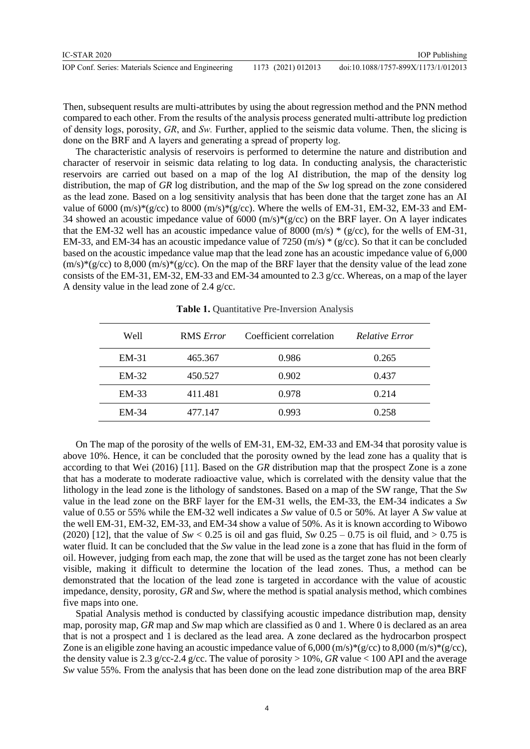Then, subsequent results are multi-attributes by using the about regression method and the PNN method compared to each other. From the results of the analysis process generated multi-attribute log prediction of density logs, porosity, *GR*, and *Sw.* Further, applied to the seismic data volume. Then, the slicing is done on the BRF and A layers and generating a spread of property log.

The characteristic analysis of reservoirs is performed to determine the nature and distribution and character of reservoir in seismic data relating to log data. In conducting analysis, the characteristic reservoirs are carried out based on a map of the log AI distribution, the map of the density log distribution, the map of *GR* log distribution, and the map of the *Sw* log spread on the zone considered as the lead zone. Based on a log sensitivity analysis that has been done that the target zone has an AI value of 6000 (m/s)*(g/cc) to 8000 (m/s)*(g/cc). Where the wells of EM-31, EM-32, EM-33 and EM-34 showed an acoustic impedance value of 6000 (m/s)*(g/cc) on the BRF layer. On A layer indicates that the EM-32 well has an acoustic impedance value of 8000 (m/s) * (g/cc), for the wells of EM-31, EM-33, and EM-34 has an acoustic impedance value of 7250 (m/s) * (g/cc). So that it can be concluded based on the acoustic impedance value map that the lead zone has an acoustic impedance value of 6,000 (m/s)*(g/cc) to 8,000 (m/s)*(g/cc). On the map of the BRF layer that the density value of the lead zone consists of the EM-31, EM-32, EM-33 and EM-34 amounted to 2.3 g/cc. Whereas, on a map of the layer A density value in the lead zone of 2.4 g/cc.

**Table 1.** Quantitative Pre-Inversion Analysis

| Well | RMS *Error* | Coefficient correlation | *Relative Error* |
|---|---|---|---|
| EM-31 | 465.367 | 0.986 | 0.265 |
| EM-32 | 450.527 | 0.902 | 0.437 |
| EM-33 | 411.481 | 0.978 | 0.214 |
| EM-34 | 477.147 | 0.993 | 0.258 |

On The map of the porosity of the wells of EM-31, EM-32, EM-33 and EM-34 that porosity value is above 10%. Hence, it can be concluded that the porosity owned by the lead zone has a quality that is according to that Wei (2016) [11]. Based on the *GR* distribution map that the prospect Zone is a zone that has a moderate to moderate radioactive value, which is correlated with the density value that the lithology in the lead zone is the lithology of sandstones. Based on a map of the SW range, That the *Sw* value in the lead zone on the BRF layer for the EM-31 wells, the EM-33, the EM-34 indicates a *Sw* value of 0.55 or 55% while the EM-32 well indicates a *Sw* value of 0.5 or 50%. At layer A *Sw* value at the well EM-31, EM-32, EM-33, and EM-34 show a value of 50%. As it is known according to Wibowo (2020) [12], that the value of $Sw < 0.25$ is oil and gas fluid, *Sw* 0.25 – 0.75 is oil fluid, and > 0.75 is water fluid. It can be concluded that the *Sw* value in the lead zone is a zone that has fluid in the form of oil. However, judging from each map, the zone that will be used as the target zone has not been clearly visible, making it difficult to determine the location of the lead zones. Thus, a method can be demonstrated that the location of the lead zone is targeted in accordance with the value of acoustic impedance, density, porosity, *GR* and *Sw*, where the method is spatial analysis method, which combines five maps into one.

Spatial Analysis method is conducted by classifying acoustic impedance distribution map, density map, porosity map, *GR* map and *Sw* map which are classified as 0 and 1. Where 0 is declared as an area that is not a prospect and 1 is declared as the lead area. A zone declared as the hydrocarbon prospect Zone is an eligible zone having an acoustic impedance value of 6,000 (m/s)*(g/cc) to 8,000 (m/s)*(g/cc), the density value is 2.3 g/cc-2.4 g/cc. The value of porosity > 10%, *GR* value < 100 API and the average *Sw* value 55%. From the analysis that has been done on the lead zone distribution map of the area BRF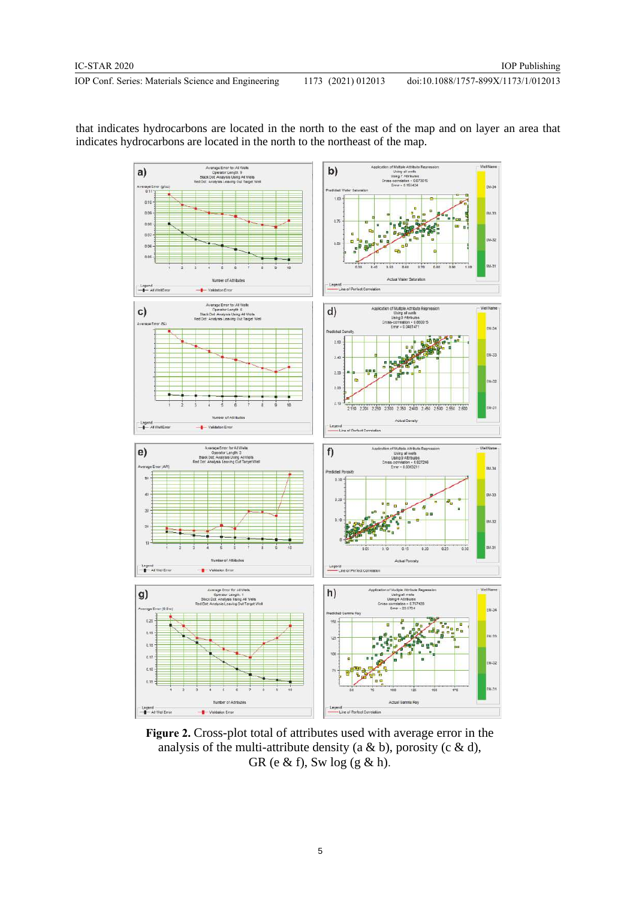that indicates hydrocarbons are located in the north to the east of the map and on layer an area that indicates hydrocarbons are located in the north to the northeast of the map.

**Figure 2.** Cross-plot total of attributes used with average error in the analysis of the multi-attribute density (a & b), porosity (c & d), GR (e & f), Sw log (g & h).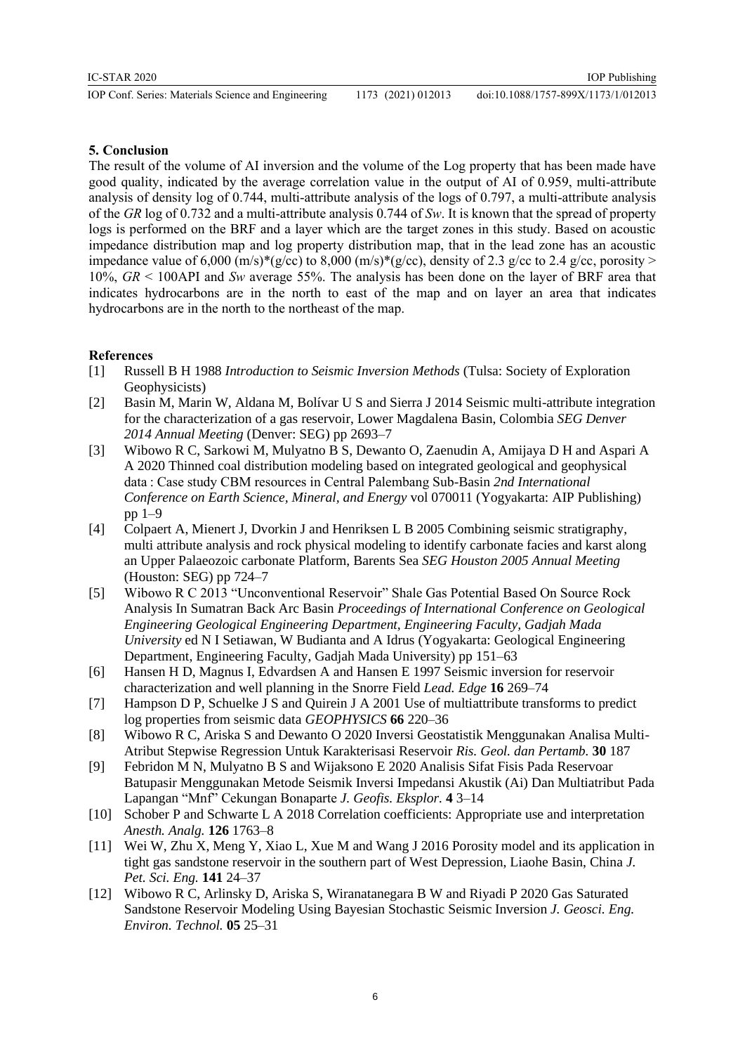## 5. Conclusion

The result of the volume of AI inversion and the volume of the Log property that has been made have good quality, indicated by the average correlation value in the output of AI of 0.959, multi-attribute analysis of density log of 0.744, multi-attribute analysis of the logs of 0.797, a multi-attribute analysis of the *GR* log of 0.732 and a multi-attribute analysis 0.744 of *Sw*. It is known that the spread of property logs is performed on the BRF and a layer which are the target zones in this study. Based on acoustic impedance distribution map and log property distribution map, that in the lead zone has an acoustic impedance value of 6,000 (m/s)*(g/cc) to 8,000 (m/s)*(g/cc), density of 2.3 g/cc to 2.4 g/cc, porosity > 10%, *GR* < 100API and *Sw* average 55%. The analysis has been done on the layer of BRF area that indicates hydrocarbons are in the north to east of the map and on layer an area that indicates hydrocarbons are in the north to the northeast of the map.

## References

[1] Russell B H 1988 *Introduction to Seismic Inversion Methods* (Tulsa: Society of Exploration Geophysicists)

[2] Basin M, Marin W, Aldana M, Bolívar U S and Sierra J 2014 Seismic multi-attribute integration for the characterization of a gas reservoir, Lower Magdalena Basin, Colombia *SEG Denver 2014 Annual Meeting* (Denver: SEG) pp 2693–7

[3] Wibowo R C, Sarkowi M, Mulyatno B S, Dewanto O, Zaenudin A, Amijaya D H and Aspari A A 2020 Thinned coal distribution modeling based on integrated geological and geophysical data : Case study CBM resources in Central Palembang Sub-Basin *2nd International Conference on Earth Science, Mineral, and Energy* vol 070011 (Yogyakarta: AIP Publishing) pp 1–9

[4] Colpaert A, Mienert J, Dvorkin J and Henriksen L B 2005 Combining seismic stratigraphy, multi attribute analysis and rock physical modeling to identify carbonate facies and karst along an Upper Palaeozoic carbonate Platform, Barents Sea *SEG Houston 2005 Annual Meeting* (Houston: SEG) pp 724–7

[5] Wibowo R C 2013 "Unconventional Reservoir" Shale Gas Potential Based On Source Rock Analysis In Sumatran Back Arc Basin *Proceedings of International Conference on Geological Engineering Geological Engineering Department, Engineering Faculty, Gadjah Mada University* ed N I Setiawan, W Budianta and A Idrus (Yogyakarta: Geological Engineering Department, Engineering Faculty, Gadjah Mada University) pp 151–63

[6] Hansen H D, Magnus I, Edvardsen A and Hansen E 1997 Seismic inversion for reservoir characterization and well planning in the Snorre Field *Lead. Edge* **16** 269–74

[7] Hampson D P, Schuelke J S and Quirein J A 2001 Use of multiattribute transforms to predict log properties from seismic data *GEOPHYSICS* **66** 220–36

[8] Wibowo R C, Ariska S and Dewanto O 2020 Inversi Geostatistik Menggunakan Analisa Multi-Atribut Stepwise Regression Untuk Karakterisasi Reservoir *Ris. Geol. dan Pertamb.* **30** 187

[9] Febridon M N, Mulyatno B S and Wijaksono E 2020 Analisis Sifat Fisis Pada Reservoar Batupasir Menggunakan Metode Seismik Inversi Impedansi Akustik (Ai) Dan Multiatribut Pada Lapangan "Mnf" Cekungan Bonaparte *J. Geofis. Eksplor.* **4** 3–14

[10] Schober P and Schwarte L A 2018 Correlation coefficients: Appropriate use and interpretation *Anesth. Analg.* **126** 1763–8

[11] Wei W, Zhu X, Meng Y, Xiao L, Xue M and Wang J 2016 Porosity model and its application in tight gas sandstone reservoir in the southern part of West Depression, Liaohe Basin, China *J. Pet. Sci. Eng.* **141** 24–37

[12] Wibowo R C, Arlinsky D, Ariska S, Wiranatanegara B W and Riyadi P 2020 Gas Saturated Sandstone Reservoir Modeling Using Bayesian Stochastic Seismic Inversion *J. Geosci. Eng. Environ. Technol.* **05** 25–31